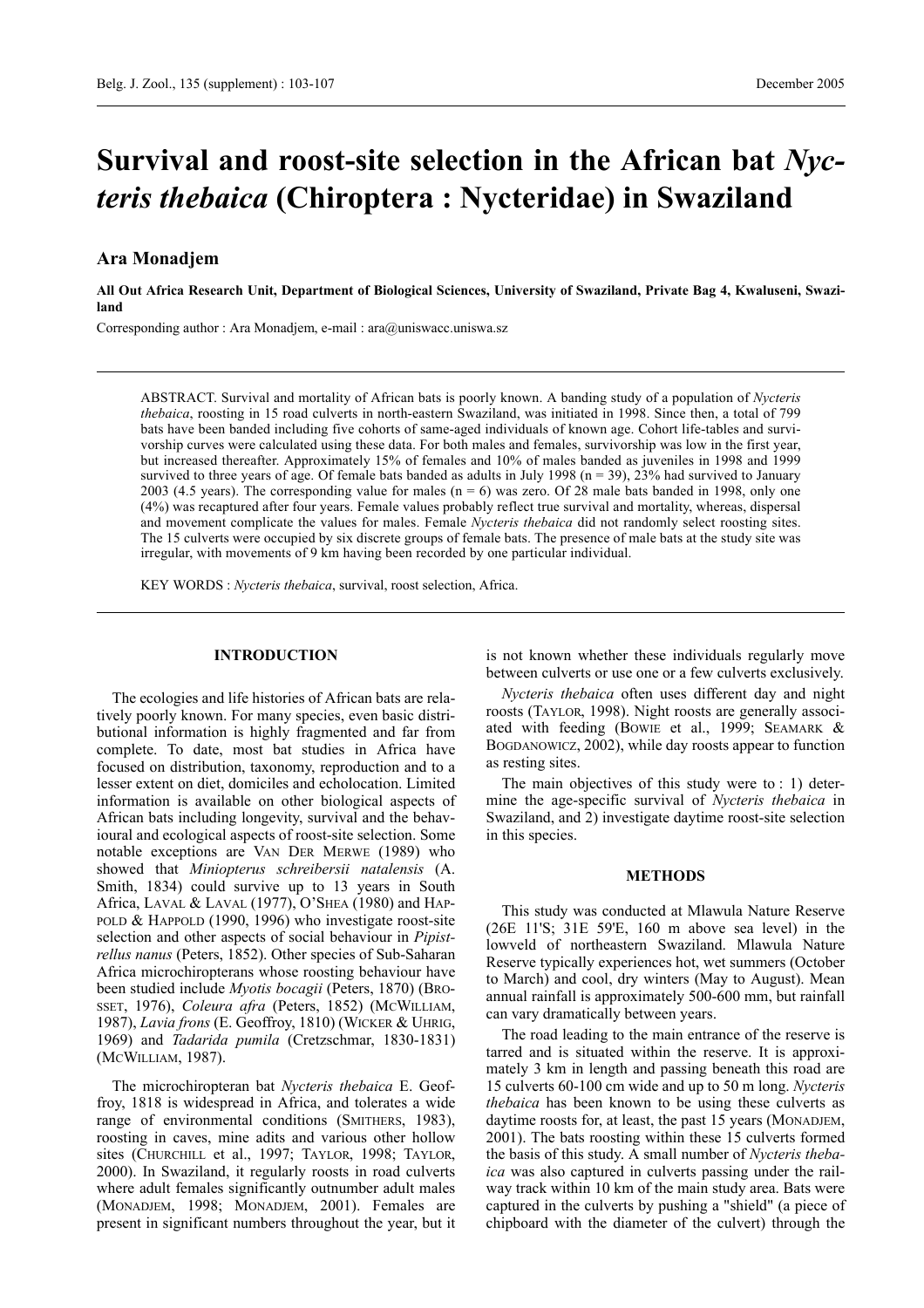# Survival and roost-site selection in the African bat *Nycteris thebaica* (Chiroptera : Nycteridae) in Swaziland

## Ara Monadjem

**All Out Africa Research Unit, Department of Biological Sciences, University of Swaziland, Private Bag 4, Kwaluseni, Swaziland**

Corresponding author : Ara Monadjem, e-mail : ara@uniswacc.uniswa.sz

ABSTRACT. Survival and mortality of African bats is poorly known. A banding study of a population of *Nycteris thebaica*, roosting in 15 road culverts in north-eastern Swaziland, was initiated in 1998. Since then, a total of 799 bats have been banded including five cohorts of same-aged individuals of known age. Cohort life-tables and survivorship curves were calculated using these data. For both males and females, survivorship was low in the first year, but increased thereafter. Approximately 15% of females and 10% of males banded as juveniles in 1998 and 1999 survived to three years of age. Of female bats banded as adults in July 1998 (n = 39), 23% had survived to January 2003 (4.5 years). The corresponding value for males (n = 6) was zero. Of 28 male bats banded in 1998, only one (4%) was recaptured after four years. Female values probably reflect true survival and mortality, whereas, dispersal and movement complicate the values for males. Female *Nycteris thebaica* did not randomly select roosting sites. The 15 culverts were occupied by six discrete groups of female bats. The presence of male bats at the study site was irregular, with movements of 9 km having been recorded by one particular individual.

KEY WORDS : *Nycteris thebaica*, survival, roost selection, Africa.

## INTRODUCTION

The ecologies and life histories of African bats are relatively poorly known. For many species, even basic distributional information is highly fragmented and far from complete. To date, most bat studies in Africa have focused on distribution, taxonomy, reproduction and to a lesser extent on diet, domiciles and echolocation. Limited information is available on other biological aspects of African bats including longevity, survival and the behavioural and ecological aspects of roost-site selection. Some notable exceptions are VAN DER MERWE (1989) who showed that *Miniopterus schreibersii natalensis* (A. Smith, 1834) could survive up to 13 years in South Africa, LAVAL & LAVAL (1977), O'SHEA (1980) and HAPPOLD & HAPPOLD (1990, 1996) who investigate roost-site selection and other aspects of social behaviour in *Pipistrellus nanus* (Peters, 1852). Other species of Sub-Saharan Africa microchiropterans whose roosting behaviour have been studied include *Myotis bocagii* (Peters, 1870) (BROSSET, 1976), *Coleura afra* (Peters, 1852) (MCWILLIAM, 1987), *Lavia frons* (E. Geoffroy, 1810) (WICKER & UHRIG, 1969) and *Tadarida pumila* (Cretzschmar, 1830-1831) (MCWILLIAM, 1987).

The microchiropteran bat *Nycteris thebaica* E. Geoffroy, 1818 is widespread in Africa, and tolerates a wide range of environmental conditions (SMITHERS, 1983), roosting in caves, mine adits and various other hollow sites (CHURCHILL et al., 1997; TAYLOR, 1998; TAYLOR, 2000). In Swaziland, it regularly roosts in road culverts where adult females significantly outnumber adult males (MONADJEM, 1998; MONADJEM, 2001). Females are present in significant numbers throughout the year, but it is not known whether these individuals regularly move between culverts or use one or a few culverts exclusively.

*Nycteris thebaica* often uses different day and night roosts (TAYLOR, 1998). Night roosts are generally associated with feeding (BOWIE et al., 1999; SEAMARK & BOGDANOWICZ, 2002), while day roosts appear to function as resting sites.

The main objectives of this study were to : 1) determine the age-specific survival of *Nycteris thebaica* in Swaziland, and 2) investigate daytime roost-site selection in this species.

## METHODS

This study was conducted at Mlawula Nature Reserve (26E 11'S; 31E 59'E, 160 m above sea level) in the lowveld of northeastern Swaziland. Mlawula Nature Reserve typically experiences hot, wet summers (October to March) and cool, dry winters (May to August). Mean annual rainfall is approximately 500-600 mm, but rainfall can vary dramatically between years.

The road leading to the main entrance of the reserve is tarred and is situated within the reserve. It is approximately 3 km in length and passing beneath this road are 15 culverts 60-100 cm wide and up to 50 m long. *Nycteris thebaica* has been known to be using these culverts as daytime roosts for, at least, the past 15 years (MONADJEM, 2001). The bats roosting within these 15 culverts formed the basis of this study. A small number of *Nycteris thebaica* was also captured in culverts passing under the railway track within 10 km of the main study area. Bats were captured in the culverts by pushing a "shield" (a piece of chipboard with the diameter of the culvert) through the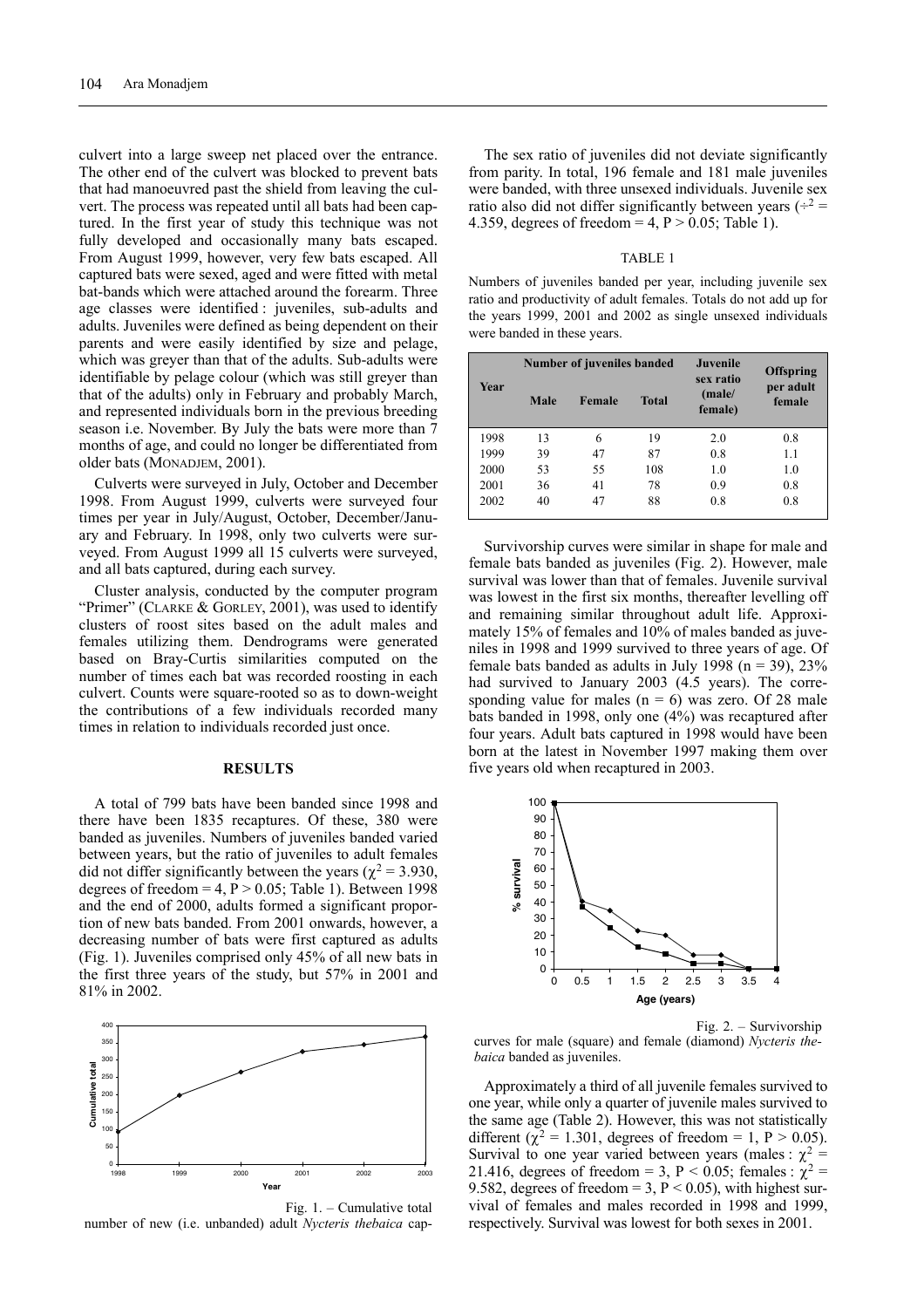culvert into a large sweep net placed over the entrance. The other end of the culvert was blocked to prevent bats that had manoeuvred past the shield from leaving the culvert. The process was repeated until all bats had been captured. In the first year of study this technique was not fully developed and occasionally many bats escaped. From August 1999, however, very few bats escaped. All captured bats were sexed, aged and were fitted with metal bat-bands which were attached around the forearm. Three age classes were identified : juveniles, sub-adults and adults. Juveniles were defined as being dependent on their parents and were easily identified by size and pelage, which was greyer than that of the adults. Sub-adults were identifiable by pelage colour (which was still greyer than that of the adults) only in February and probably March, and represented individuals born in the previous breeding season i.e. November. By July the bats were more than 7 months of age, and could no longer be differentiated from older bats (MONADJEM, 2001).

Culverts were surveyed in July, October and December 1998. From August 1999, culverts were surveyed four times per year in July/August, October, December/January and February. In 1998, only two culverts were surveyed. From August 1999 all 15 culverts were surveyed, and all bats captured, during each survey.

Cluster analysis, conducted by the computer program "Primer" (CLARKE & GORLEY, 2001), was used to identify clusters of roost sites based on the adult males and females utilizing them. Dendrograms were generated based on Bray-Curtis similarities computed on the number of times each bat was recorded roosting in each culvert. Counts were square-rooted so as to down-weight the contributions of a few individuals recorded many times in relation to individuals recorded just once.

## RESULTS

A total of 799 bats have been banded since 1998 and there have been 1835 recaptures. Of these, 380 were banded as juveniles. Numbers of juveniles banded varied between years, but the ratio of juveniles to adult females did not differ significantly between the years ($\chi^2 = 3.930$, degrees of freedom = 4, $P > 0.05$; Table 1). Between 1998 and the end of 2000, adults formed a significant proportion of new bats banded. From 2001 onwards, however, a decreasing number of bats were first captured as adults (Fig. 1). Juveniles comprised only 45% of all new bats in the first three years of the study, but 57% in 2001 and 81% in 2002.

Fig. 1. – Cumulative total number of new (i.e. unbanded) adult *Nycteris thebaica* cap-

The sex ratio of juveniles did not deviate significantly from parity. In total, 196 female and 181 male juveniles were banded, with three unsexed individuals. Juvenile sex ratio also did not differ significantly between years ($\chi^2 = 4.359$, degrees of freedom = 4, $P > 0.05$; Table 1).

TABLE 1

Numbers of juveniles banded per year, including juvenile sex ratio and productivity of adult females. Totals do not add up for the years 1999, 2001 and 2002 as single unsexed individuals were banded in these years.

| Year | Number of juveniles banded | | | Juvenile sex ratio (male/ female) | Offspring per adult female |
|---|---|---|---|---|---|
| | Male | Female | Total | | |
| 1998 | 13 | 6 | 19 | 2.0 | 0.8 |
| 1999 | 39 | 47 | 87 | 0.8 | 1.1 |
| 2000 | 53 | 55 | 108 | 1.0 | 1.0 |
| 2001 | 36 | 41 | 78 | 0.9 | 0.8 |
| 2002 | 40 | 47 | 88 | 0.8 | 0.8 |

Survivorship curves were similar in shape for male and female bats banded as juveniles (Fig. 2). However, male survival was lower than that of females. Juvenile survival was lowest in the first six months, thereafter levelling off and remaining similar throughout adult life. Approximately 15% of females and 10% of males banded as juveniles in 1998 and 1999 survived to three years of age. Of female bats banded as adults in July 1998 (n = 39), 23% had survived to January 2003 (4.5 years). The corresponding value for males (n = 6) was zero. Of 28 male bats banded in 1998, only one (4%) was recaptured after four years. Adult bats captured in 1998 would have been born at the latest in November 1997 making them over five years old when recaptured in 2003.

Fig. 2. – Survivorship curves for male (square) and female (diamond) *Nycteris thebaica* banded as juveniles.

Approximately a third of all juvenile females survived to one year, while only a quarter of juvenile males survived to the same age (Table 2). However, this was not statistically different ($\chi^2 = 1.301$, degrees of freedom = 1, $P > 0.05$). Survival to one year varied between years (males : $\chi^2 = 21.416$, degrees of freedom = 3, $P < 0.05$; females : $\chi^2 = 9.582$, degrees of freedom = 3, $P < 0.05$), with highest survival of females and males recorded in 1998 and 1999, respectively. Survival was lowest for both sexes in 2001.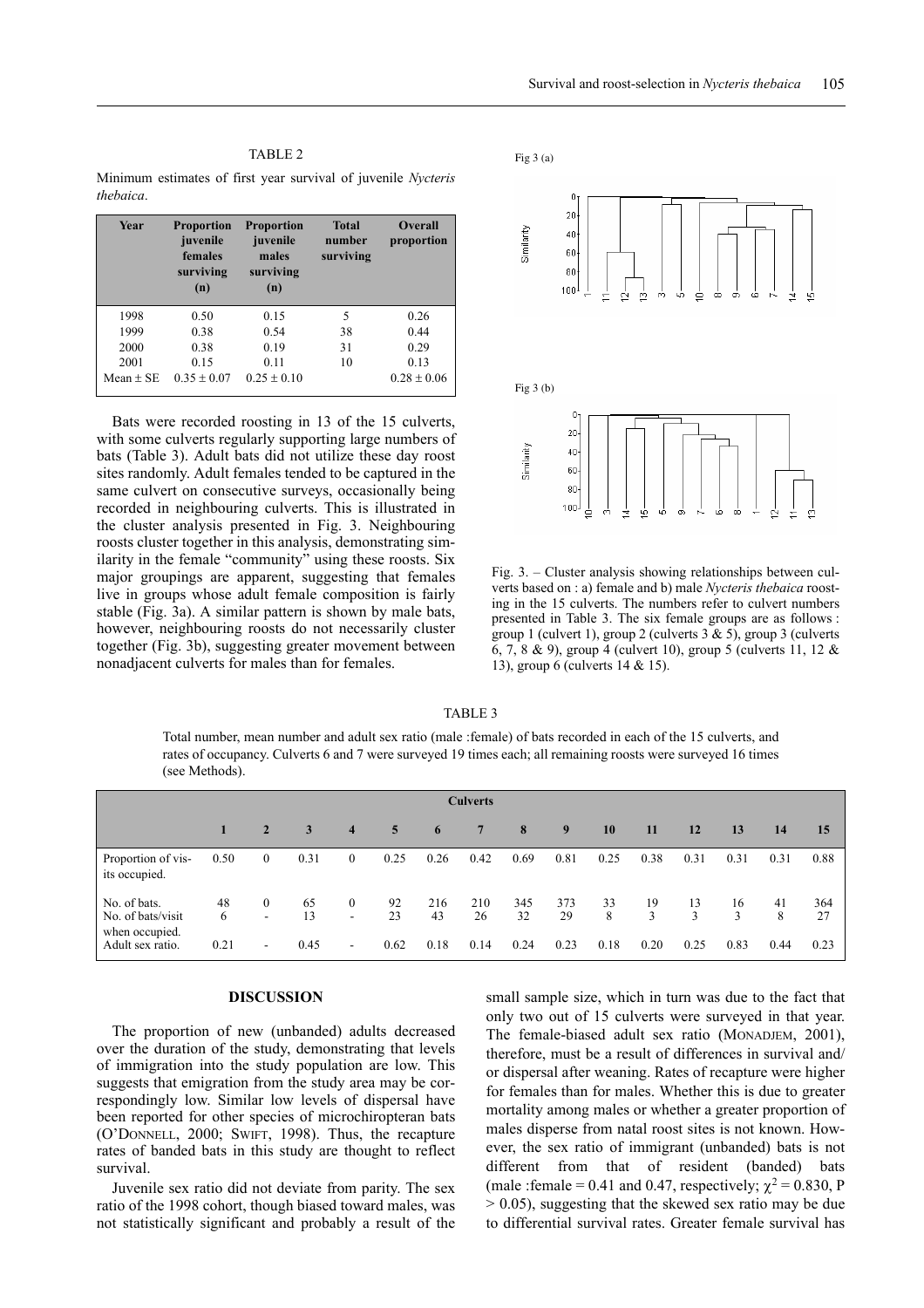TABLE 2

Minimum estimates of first year survival of juvenile *Nycteris thebaica*.

| Year | Proportion juvenile females surviving (n) | Proportion juvenile males surviving (n) | Total number surviving | Overall proportion |
|---|---|---|---|---|
| 1998 | 0.50 | 0.15 | 5 | 0.26 |
| 1999 | 0.38 | 0.54 | 38 | 0.44 |
| 2000 | 0.38 | 0.19 | 31 | 0.29 |
| 2001 | 0.15 | 0.11 | 10 | 0.13 |
| Mean ± SE | 0.35 ± 0.07 | 0.25 ± 0.10 | | 0.28 ± 0.06 |

Bats were recorded roosting in 13 of the 15 culverts, with some culverts regularly supporting large numbers of bats (Table 3). Adult bats did not utilize these day roost sites randomly. Adult females tended to be captured in the same culvert on consecutive surveys, occasionally being recorded in neighbouring culverts. This is illustrated in the cluster analysis presented in Fig. 3. Neighbouring roosts cluster together in this analysis, demonstrating similarity in the female "community" using these roosts. Six major groupings are apparent, suggesting that females live in groups whose adult female composition is fairly stable (Fig. 3a). A similar pattern is shown by male bats, however, neighbouring roosts do not necessarily cluster together (Fig. 3b), suggesting greater movement between nonadjacent culverts for males than for females.

Fig. 3. – Cluster analysis showing relationships between culverts based on : a) female and b) male *Nycteris thebaica* roosting in the 15 culverts. The numbers refer to culvert numbers presented in Table 3. The six female groups are as follows : group 1 (culvert 1), group 2 (culverts 3 & 5), group 3 (culverts 6, 7, 8 & 9), group 4 (culvert 10), group 5 (culverts 11, 12 & 13), group 6 (culverts 14 & 15).

TABLE 3

Total number, mean number and adult sex ratio (male :female) of bats recorded in each of the 15 culverts, and rates of occupancy. Culverts 6 and 7 were surveyed 19 times each; all remaining roosts were surveyed 16 times (see Methods).

| | Culverts | | | | | | | | | | | | | | |
|---|---|---|---|---|---|---|---|---|---|---|---|---|---|---|---|
| | 1 | 2 | 3 | 4 | 5 | 6 | 7 | 8 | 9 | 10 | 11 | 12 | 13 | 14 | 15 |
| Proportion of visits occupied. | 0.50 | 0 | 0.31 | 0 | 0.25 | 0.26 | 0.42 | 0.69 | 0.81 | 0.25 | 0.38 | 0.31 | 0.31 | 0.31 | 0.88 |
| No. of bats. | 48 | 0 | 65 | 0 | 92 | 216 | 210 | 345 | 373 | 33 | 19 | 13 | 16 | 41 | 364 |
| No. of bats/visit when occupied. | 6 | - | 13 | - | 23 | 43 | 26 | 32 | 29 | 8 | 3 | 3 | 3 | 8 | 27 |
| Adult sex ratio. | 0.21 | - | 0.45 | - | 0.62 | 0.18 | 0.14 | 0.24 | 0.23 | 0.18 | 0.20 | 0.25 | 0.83 | 0.44 | 0.23 |

## DISCUSSION

The proportion of new (unbanded) adults decreased over the duration of the study, demonstrating that levels of immigration into the study population are low. This suggests that emigration from the study area may be correspondingly low. Similar low levels of dispersal have been reported for other species of microchiropteran bats (O'DONNELL, 2000; SWIFT, 1998). Thus, the recapture rates of banded bats in this study are thought to reflect survival.

Juvenile sex ratio did not deviate from parity. The sex ratio of the 1998 cohort, though biased toward males, was not statistically significant and probably a result of the small sample size, which in turn was due to the fact that only two out of 15 culverts were surveyed in that year. The female-biased adult sex ratio (MONADJEM, 2001), therefore, must be a result of differences in survival and/or dispersal after weaning. Rates of recapture were higher for females than for males. Whether this is due to greater mortality among males or whether a greater proportion of males disperse from natal roost sites is not known. However, the sex ratio of immigrant (unbanded) bats is not different from that of resident (banded) bats (male :female = 0.41 and 0.47, respectively; $\chi^2 = 0.830$, $P > 0.05$), suggesting that the skewed sex ratio may be due to differential survival rates. Greater female survival has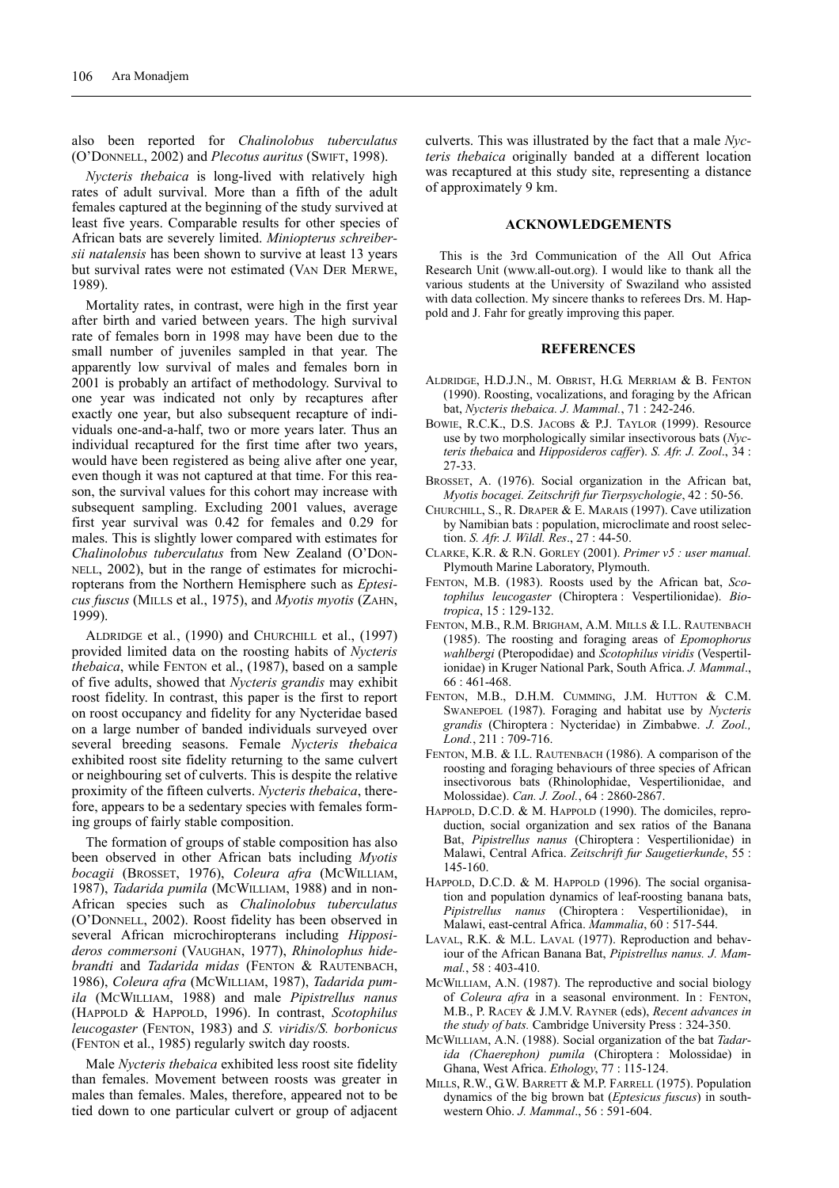also been reported for *Chalinolobus tuberculatus* (O'Donnell, 2002) and *Plecotus auritus* (Swift, 1998).

*Nycteris thebaica* is long-lived with relatively high rates of adult survival. More than a fifth of the adult females captured at the beginning of the study survived at least five years. Comparable results for other species of African bats are severely limited. *Miniopterus schreibersii natalensis* has been shown to survive at least 13 years but survival rates were not estimated (Van Der Merwe, 1989).

Mortality rates, in contrast, were high in the first year after birth and varied between years. The high survival rate of females born in 1998 may have been due to the small number of juveniles sampled in that year. The apparently low survival of males and females born in 2001 is probably an artifact of methodology. Survival to one year was indicated not only by recaptures after exactly one year, but also subsequent recapture of individuals one-and-a-half, two or more years later. Thus an individual recaptured for the first time after two years, would have been registered as being alive after one year, even though it was not captured at that time. For this reason, the survival values for this cohort may increase with subsequent sampling. Excluding 2001 values, average first year survival was 0.42 for females and 0.29 for males. This is slightly lower compared with estimates for *Chalinolobus tuberculatus* from New Zealand (O'Donnell, 2002), but in the range of estimates for microchiropterans from the Northern Hemisphere such as *Eptesicus fuscus* (Mills et al., 1975), and *Myotis myotis* (Zahn, 1999).

Aldridge et al., (1990) and Churchill et al., (1997) provided limited data on the roosting habits of *Nycteris thebaica*, while Fenton et al., (1987), based on a sample of five adults, showed that *Nycteris grandis* may exhibit roost fidelity. In contrast, this paper is the first to report on roost occupancy and fidelity for any Nycteridae based on a large number of banded individuals surveyed over several breeding seasons. Female *Nycteris thebaica* exhibited roost site fidelity returning to the same culvert or neighbouring set of culverts. This is despite the relative proximity of the fifteen culverts. *Nycteris thebaica*, therefore, appears to be a sedentary species with females forming groups of fairly stable composition.

The formation of groups of stable composition has also been observed in other African bats including *Myotis bocagii* (Brosset, 1976), *Coleura afra* (McWilliam, 1987), *Tadarida pumila* (McWilliam, 1988) and in non-African species such as *Chalinolobus tuberculatus* (O'Donnell, 2002). Roost fidelity has been observed in several African microchiropterans including *Hipposideros commersoni* (Vaughan, 1977), *Rhinolophus hidebrandti* and *Tadarida midas* (Fenton & Rautenbach, 1986), *Coleura afra* (McWilliam, 1987), *Tadarida pumila* (McWilliam, 1988) and male *Pipistrellus nanus* (Happold & Happold, 1996). In contrast, *Scotophilus leucogaster* (Fenton, 1983) and *S. viridis/S. borbonicus* (Fenton et al., 1985) regularly switch day roosts.

Male *Nycteris thebaica* exhibited less roost site fidelity than females. Movement between roosts was greater in males than females. Males, therefore, appeared not to be tied down to one particular culvert or group of adjacent culverts. This was illustrated by the fact that a male *Nycteris thebaica* originally banded at a different location was recaptured at this study site, representing a distance of approximately 9 km.

## ACKNOWLEDGEMENTS

This is the 3rd Communication of the All Out Africa Research Unit (www.all-out.org). I would like to thank all the various students at the University of Swaziland who assisted with data collection. My sincere thanks to referees Drs. M. Happold and J. Fahr for greatly improving this paper.

## REFERENCES

Aldridge, H.D.J.N., M. Obrist, H.G. Merriam & B. Fenton (1990). Roosting, vocalizations, and foraging by the African bat, *Nycteris thebaica. J. Mammal.*, 71 : 242-246.

Bowie, R.C.K., D.S. Jacobs & P.J. Taylor (1999). Resource use by two morphologically similar insectivorous bats (*Nycteris thebaica* and *Hipposideros caffer*). *S. Afr. J. Zool*., 34 : 27-33.

Brosset, A. (1976). Social organization in the African bat, *Myotis bocagei. Zeitschrift fur Tierpsychologie*, 42 : 50-56.

Churchill, S., R. Draper & E. Marais (1997). Cave utilization by Namibian bats : population, microclimate and roost selection. *S. Afr. J. Wildl. Res*., 27 : 44-50.

Clarke, K.R. & R.N. Gorley (2001). *Primer v5 : user manual.* Plymouth Marine Laboratory, Plymouth.

Fenton, M.B. (1983). Roosts used by the African bat, *Scotophilus leucogaster* (Chiroptera : Vespertilionidae). *Biotropica*, 15 : 129-132.

Fenton, M.B., R.M. Brigham, A.M. Mills & I.L. Rautenbach (1985). The roosting and foraging areas of *Epomophorus wahlbergi* (Pteropodidae) and *Scotophilus viridis* (Vespertilionidae) in Kruger National Park, South Africa. *J. Mammal*., 66 : 461-468.

Fenton, M.B., D.H.M. Cumming, J.M. Hutton & C.M. Swanepoel (1987). Foraging and habitat use by *Nycteris grandis* (Chiroptera : Nycteridae) in Zimbabwe. *J. Zool., Lond.*, 211 : 709-716.

Fenton, M.B. & I.L. Rautenbach (1986). A comparison of the roosting and foraging behaviours of three species of African insectivorous bats (Rhinolophidae, Vespertilionidae, and Molossidae). *Can. J. Zool.*, 64 : 2860-2867.

Happold, D.C.D. & M. Happold (1990). The domiciles, reproduction, social organization and sex ratios of the Banana Bat, *Pipistrellus nanus* (Chiroptera : Vespertilionidae) in Malawi, Central Africa. *Zeitschrift fur Saugetierkunde*, 55 : 145-160.

Happold, D.C.D. & M. Happold (1996). The social organisation and population dynamics of leaf-roosting banana bats, *Pipistrellus nanus* (Chiroptera : Vespertilionidae), in Malawi, east-central Africa. *Mammalia*, 60 : 517-544.

Laval, R.K. & M.L. Laval (1977). Reproduction and behaviour of the African Banana Bat, *Pipistrellus nanus. J. Mammal.*, 58 : 403-410.

McWilliam, A.N. (1987). The reproductive and social biology of *Coleura afra* in a seasonal environment. In : Fenton, M.B., P. Racey & J.M.V. Rayner (eds), *Recent advances in the study of bats.* Cambridge University Press : 324-350.

McWilliam, A.N. (1988). Social organization of the bat *Tadarida (Chaerephon) pumila* (Chiroptera : Molossidae) in Ghana, West Africa. *Ethology*, 77 : 115-124.

Mills, R.W., G.W. Barrett & M.P. Farrell (1975). Population dynamics of the big brown bat (*Eptesicus fuscus*) in southwestern Ohio. *J. Mammal*., 56 : 591-604.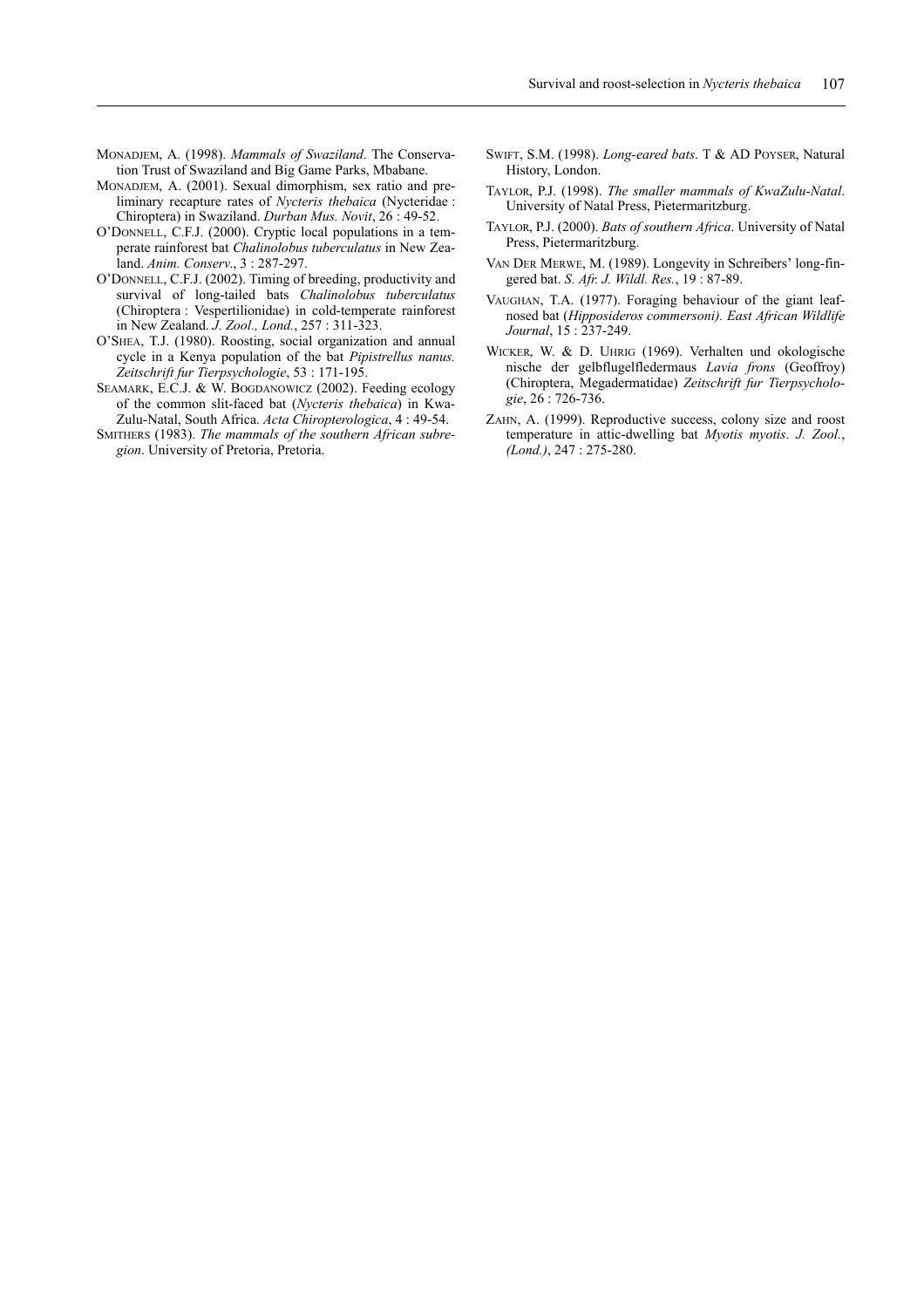MONADJEM, A. (1998). *Mammals of Swaziland*. The Conservation Trust of Swaziland and Big Game Parks, Mbabane.

MONADJEM, A. (2001). Sexual dimorphism, sex ratio and preliminary recapture rates of *Nycteris thebaica* (Nycteridae : Chiroptera) in Swaziland. *Durban Mus. Novit*, 26 : 49-52.

O'DONNELL, C.F.J. (2000). Cryptic local populations in a temperate rainforest bat *Chalinolobus tuberculatus* in New Zealand. *Anim. Conserv.*, 3 : 287-297.

O'DONNELL, C.F.J. (2002). Timing of breeding, productivity and survival of long-tailed bats *Chalinolobus tuberculatus* (Chiroptera : Vespertilionidae) in cold-temperate rainforest in New Zealand. *J. Zool., Lond.*, 257 : 311-323.

O'SHEA, T.J. (1980). Roosting, social organization and annual cycle in a Kenya population of the bat *Pipistrellus nanus. Zeitschrift fur Tierpsychologie*, 53 : 171-195.

SEAMARK, E.C.J. & W. BOGDANOWICZ (2002). Feeding ecology of the common slit-faced bat (*Nycteris thebaica*) in KwaZulu-Natal, South Africa. *Acta Chiropterologica*, 4 : 49-54.

SMITHERS (1983). *The mammals of the southern African subregion*. University of Pretoria, Pretoria.

SWIFT, S.M. (1998). *Long-eared bats*. T & AD POYSER, Natural History, London.

TAYLOR, P.J. (1998). *The smaller mammals of KwaZulu-Natal*. University of Natal Press, Pietermaritzburg.

TAYLOR, P.J. (2000). *Bats of southern Africa*. University of Natal Press, Pietermaritzburg.

VAN DER MERWE, M. (1989). Longevity in Schreibers' long-fingered bat. *S. Afr. J. Wildl. Res.*, 19 : 87-89.

VAUGHAN, T.A. (1977). Foraging behaviour of the giant leaf-nosed bat (*Hipposideros commersoni). East African Wildlife Journal*, 15 : 237-249.

WICKER, W. & D. UHRIG (1969). Verhalten und okologische nische der gelbflugelfledermaus *Lavia frons* (Geoffroy) (Chiroptera, Megadermatidae) *Zeitschrift fur Tierpsychologie*, 26 : 726-736.

ZAHN, A. (1999). Reproductive success, colony size and roost temperature in attic-dwelling bat *Myotis myotis*. *J. Zool.*, *(Lond.)*, 247 : 275-280.